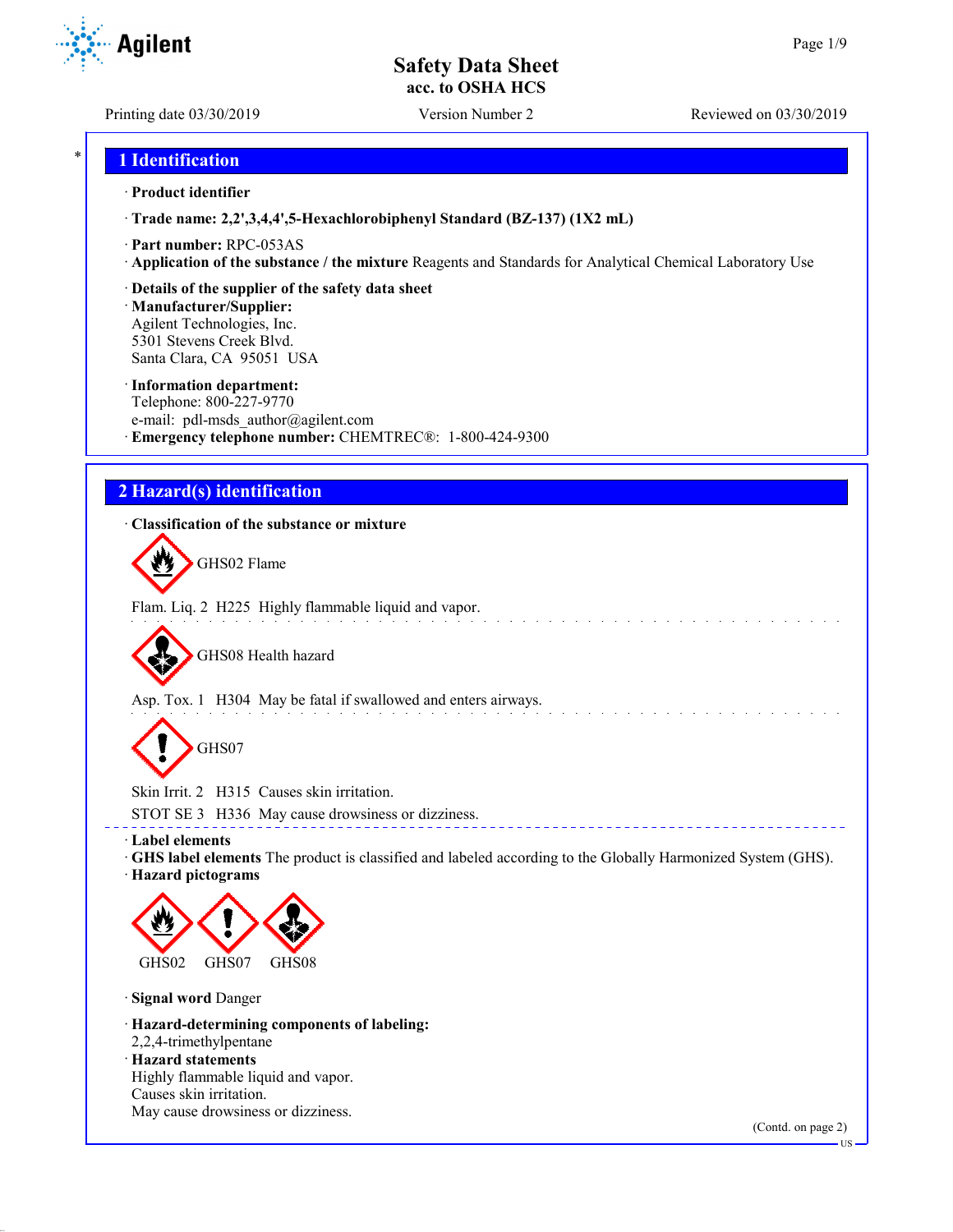# Safety Data Sheet
**acc. to OSHA HCS**

Printing date 03/30/2019 | Version Number 2 | Reviewed on 03/30/2019

## 1 Identification

· **Product identifier**

· **Trade name: 2,2',3,4,4',5-Hexachlorobiphenyl Standard (BZ-137) (1X2 mL)**

· **Part number:** RPC-053AS

· **Application of the substance / the mixture** Reagents and Standards for Analytical Chemical Laboratory Use

· **Details of the supplier of the safety data sheet**

· **Manufacturer/Supplier:**
Agilent Technologies, Inc.
5301 Stevens Creek Blvd.
Santa Clara, CA 95051 USA

· **Information department:**
Telephone: 800-227-9770
e-mail: pdl-msds_author@agilent.com

· **Emergency telephone number:** CHEMTREC®: 1-800-424-9300

## 2 Hazard(s) identification

· **Classification of the substance or mixture**

GHS02 Flame

Flam. Liq. 2 H225 Highly flammable liquid and vapor.

GHS08 Health hazard

Asp. Tox. 1 H304 May be fatal if swallowed and enters airways.

GHS07

Skin Irrit. 2 H315 Causes skin irritation.

STOT SE 3 H336 May cause drowsiness or dizziness.

· **Label elements**

· **GHS label elements** The product is classified and labeled according to the Globally Harmonized System (GHS).

· **Hazard pictograms**

GHS02 GHS07 GHS08

· **Signal word** Danger

· **Hazard-determining components of labeling:**
2,2,4-trimethylpentane

· **Hazard statements**
Highly flammable liquid and vapor.
Causes skin irritation.
May cause drowsiness or dizziness.

(Contd. on page 2)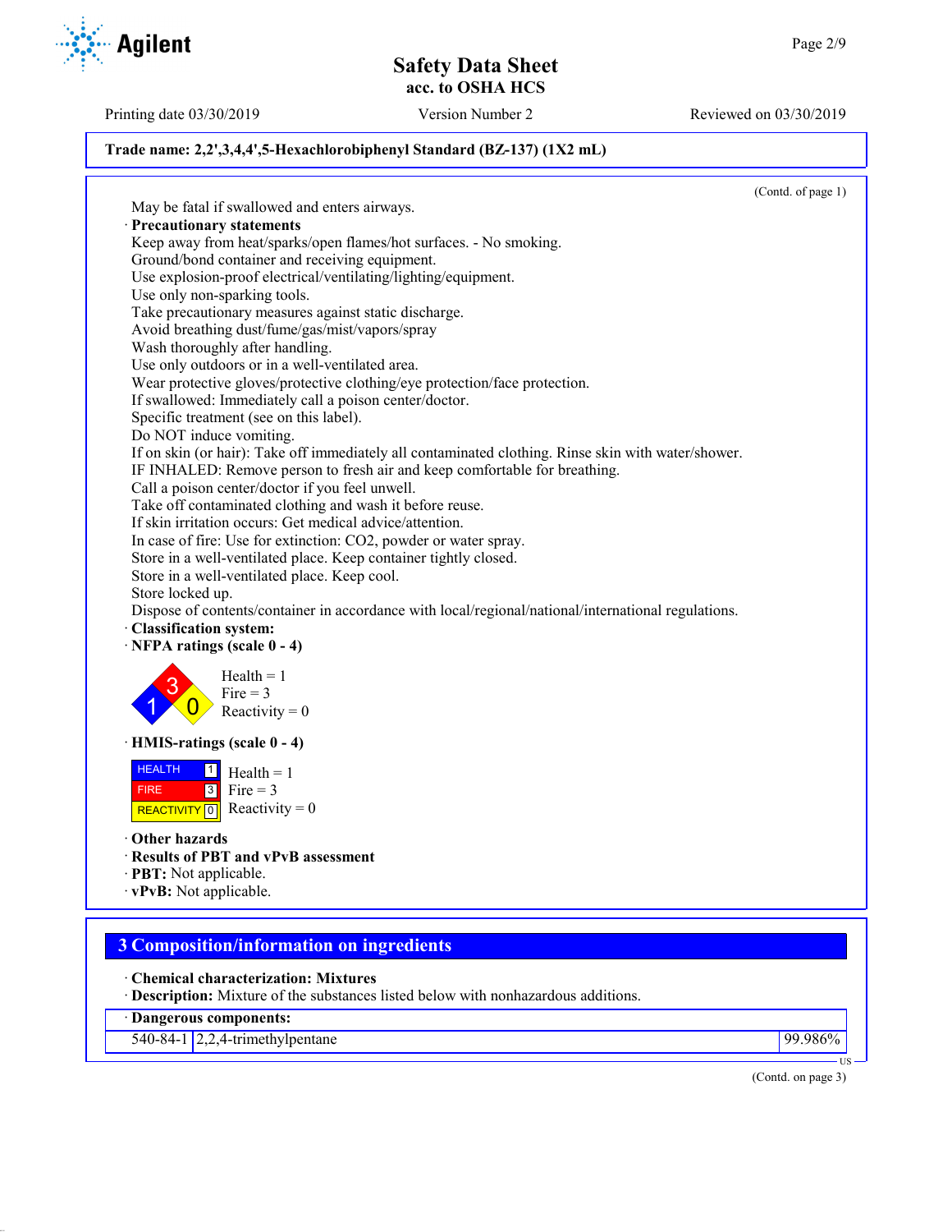(Contd. of page 1)

May be fatal if swallowed and enters airways.

· **Precautionary statements**

Keep away from heat/sparks/open flames/hot surfaces. - No smoking.
Ground/bond container and receiving equipment.
Use explosion-proof electrical/ventilating/lighting/equipment.
Use only non-sparking tools.
Take precautionary measures against static discharge.
Avoid breathing dust/fume/gas/mist/vapors/spray
Wash thoroughly after handling.
Use only outdoors or in a well-ventilated area.
Wear protective gloves/protective clothing/eye protection/face protection.
If swallowed: Immediately call a poison center/doctor.
Specific treatment (see on this label).
Do NOT induce vomiting.
If on skin (or hair): Take off immediately all contaminated clothing. Rinse skin with water/shower.
IF INHALED: Remove person to fresh air and keep comfortable for breathing.
Call a poison center/doctor if you feel unwell.
Take off contaminated clothing and wash it before reuse.
If skin irritation occurs: Get medical advice/attention.
In case of fire: Use for extinction: $CO_2$, powder or water spray.
Store in a well-ventilated place. Keep container tightly closed.
Store in a well-ventilated place. Keep cool.
Store locked up.
Dispose of contents/container in accordance with local/regional/national/international regulations.

· **Classification system:**

· **NFPA ratings (scale 0 - 4)**

Health = 1
Fire = 3
Reactivity = 0

· **HMIS-ratings (scale 0 - 4)**

| HEALTH | 1 | Health = 1 |
|---|---|---|
| FIRE | 3 | Fire = 3 |
| REACTIVITY | 0 | Reactivity = 0 |

· **Other hazards**

· **Results of PBT and vPvB assessment**

· **PBT:** Not applicable.

· **vPvB:** Not applicable.

## 3 Composition/information on ingredients

· **Chemical characterization: Mixtures**

· **Description:** Mixture of the substances listed below with nonhazardous additions.

| · **Dangerous components:** | | |
|---|---|---|
| 540-84-1 | 2,2,4-trimethylpentane | 99.986% |

(Contd. on page 3)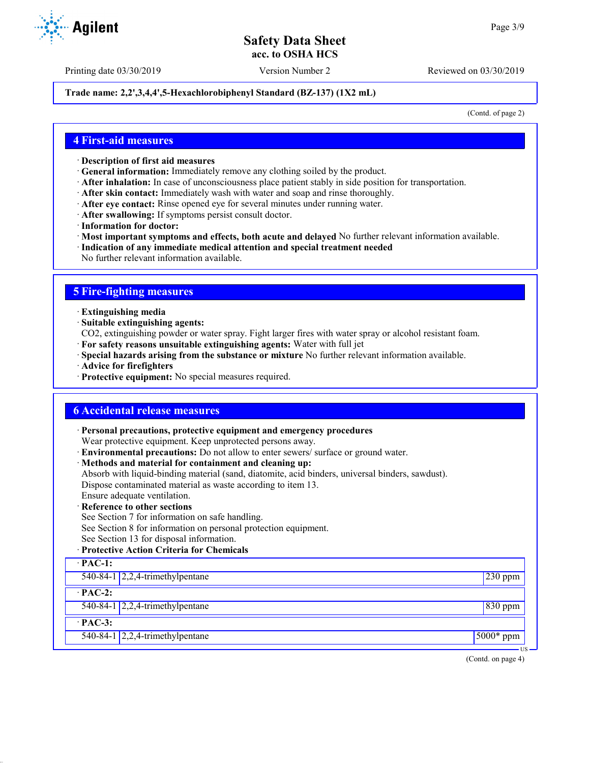(Contd. of page 2)

## 4 First-aid measures

· **Description of first aid measures**
· **General information:** Immediately remove any clothing soiled by the product.
· **After inhalation:** In case of unconsciousness place patient stably in side position for transportation.
· **After skin contact:** Immediately wash with water and soap and rinse thoroughly.
· **After eye contact:** Rinse opened eye for several minutes under running water.
· **After swallowing:** If symptoms persist consult doctor.
· **Information for doctor:**
· **Most important symptoms and effects, both acute and delayed** No further relevant information available.
· **Indication of any immediate medical attention and special treatment needed**
No further relevant information available.

## 5 Fire-fighting measures

· **Extinguishing media**
· **Suitable extinguishing agents:**
CO2, extinguishing powder or water spray. Fight larger fires with water spray or alcohol resistant foam.
· **For safety reasons unsuitable extinguishing agents:** Water with full jet
· **Special hazards arising from the substance or mixture** No further relevant information available.
· **Advice for firefighters**
· **Protective equipment:** No special measures required.

## 6 Accidental release measures

· **Personal precautions, protective equipment and emergency procedures**
Wear protective equipment. Keep unprotected persons away.
· **Environmental precautions:** Do not allow to enter sewers/ surface or ground water.
· **Methods and material for containment and cleaning up:**
Absorb with liquid-binding material (sand, diatomite, acid binders, universal binders, sawdust).
Dispose contaminated material as waste according to item 13.
Ensure adequate ventilation.
· **Reference to other sections**
See Section 7 for information on safe handling.
See Section 8 for information on personal protection equipment.
See Section 13 for disposal information.
· **Protective Action Criteria for Chemicals**

| · **PAC-1:** | | |
|---|---|---|
| 540-84-1 | 2,2,4-trimethylpentane | 230 ppm |
| · **PAC-2:** | | |
| 540-84-1 | 2,2,4-trimethylpentane | 830 ppm |
| · **PAC-3:** | | |
| 540-84-1 | 2,2,4-trimethylpentane | 5000* ppm |

(Contd. on page 4)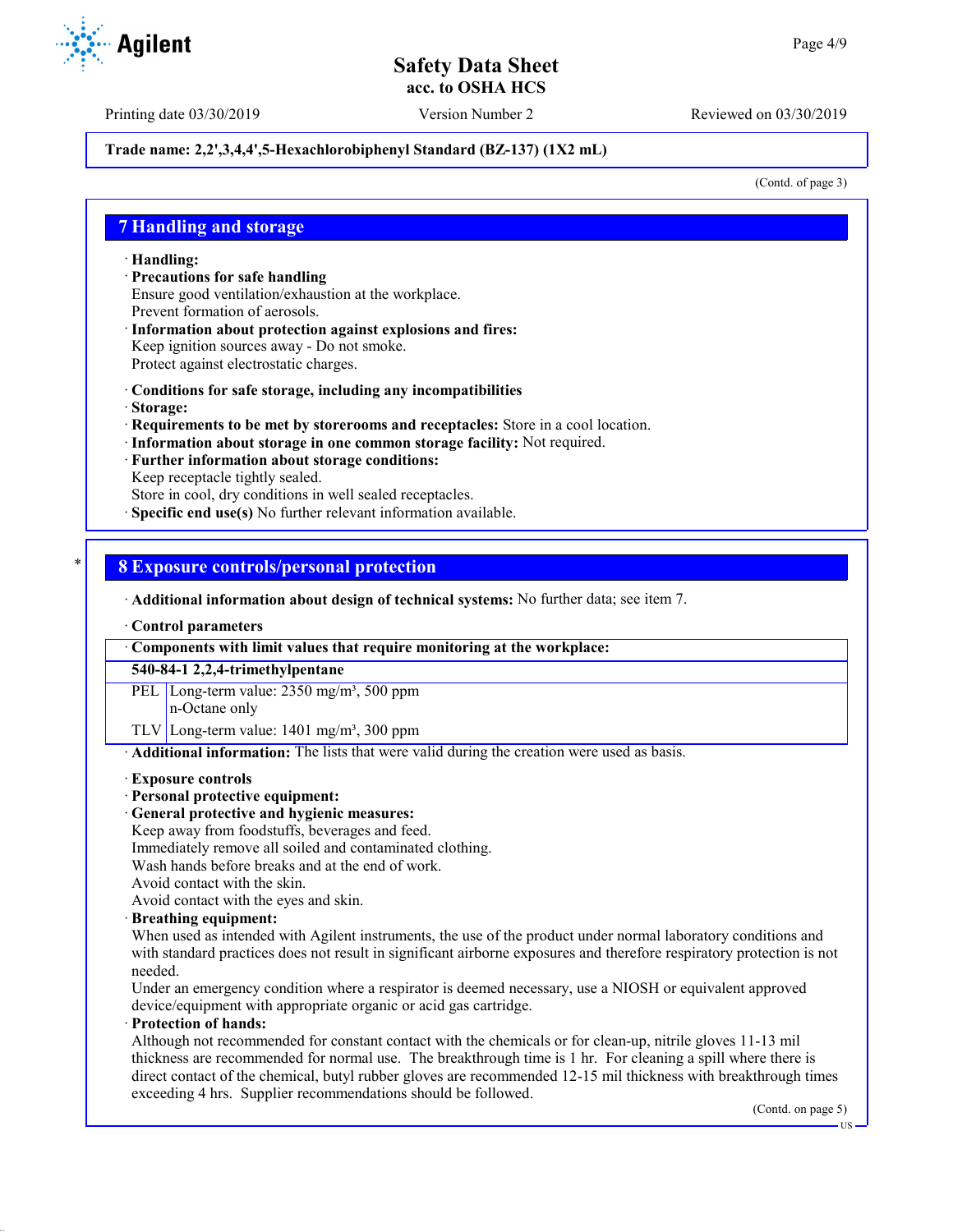**Trade name: 2,2',3,4,4',5-Hexachlorobiphenyl Standard (BZ-137) (1X2 mL)**

(Contd. of page 3)

## 7 Handling and storage

· **Handling:**
· **Precautions for safe handling**
Ensure good ventilation/exhaustion at the workplace.
Prevent formation of aerosols.
· **Information about protection against explosions and fires:**
Keep ignition sources away - Do not smoke.
Protect against electrostatic charges.

· **Conditions for safe storage, including any incompatibilities**
· **Storage:**
· **Requirements to be met by storerooms and receptacles:** Store in a cool location.
· **Information about storage in one common storage facility:** Not required.
· **Further information about storage conditions:**
Keep receptacle tightly sealed.
Store in cool, dry conditions in well sealed receptacles.
· **Specific end use(s)** No further relevant information available.

## 8 Exposure controls/personal protection

· **Additional information about design of technical systems:** No further data; see item 7.

· **Control parameters**

| · Components with limit values that require monitoring at the workplace: | |
|---|---|
| **540-84-1 2,2,4-trimethylpentane** | |
| PEL | Long-term value: 2350 mg/m³, 500 ppm<br>n-Octane only |
| TLV | Long-term value: 1401 mg/m³, 300 ppm |

· **Additional information:** The lists that were valid during the creation were used as basis.

· **Exposure controls**
· **Personal protective equipment:**
· **General protective and hygienic measures:**
Keep away from foodstuffs, beverages and feed.
Immediately remove all soiled and contaminated clothing.
Wash hands before breaks and at the end of work.
Avoid contact with the skin.
Avoid contact with the eyes and skin.
· **Breathing equipment:**
When used as intended with Agilent instruments, the use of the product under normal laboratory conditions and with standard practices does not result in significant airborne exposures and therefore respiratory protection is not needed.
Under an emergency condition where a respirator is deemed necessary, use a NIOSH or equivalent approved device/equipment with appropriate organic or acid gas cartridge.
· **Protection of hands:**
Although not recommended for constant contact with the chemicals or for clean-up, nitrile gloves 11-13 mil thickness are recommended for normal use. The breakthrough time is 1 hr. For cleaning a spill where there is direct contact of the chemical, butyl rubber gloves are recommended 12-15 mil thickness with breakthrough times exceeding 4 hrs. Supplier recommendations should be followed.

(Contd. on page 5)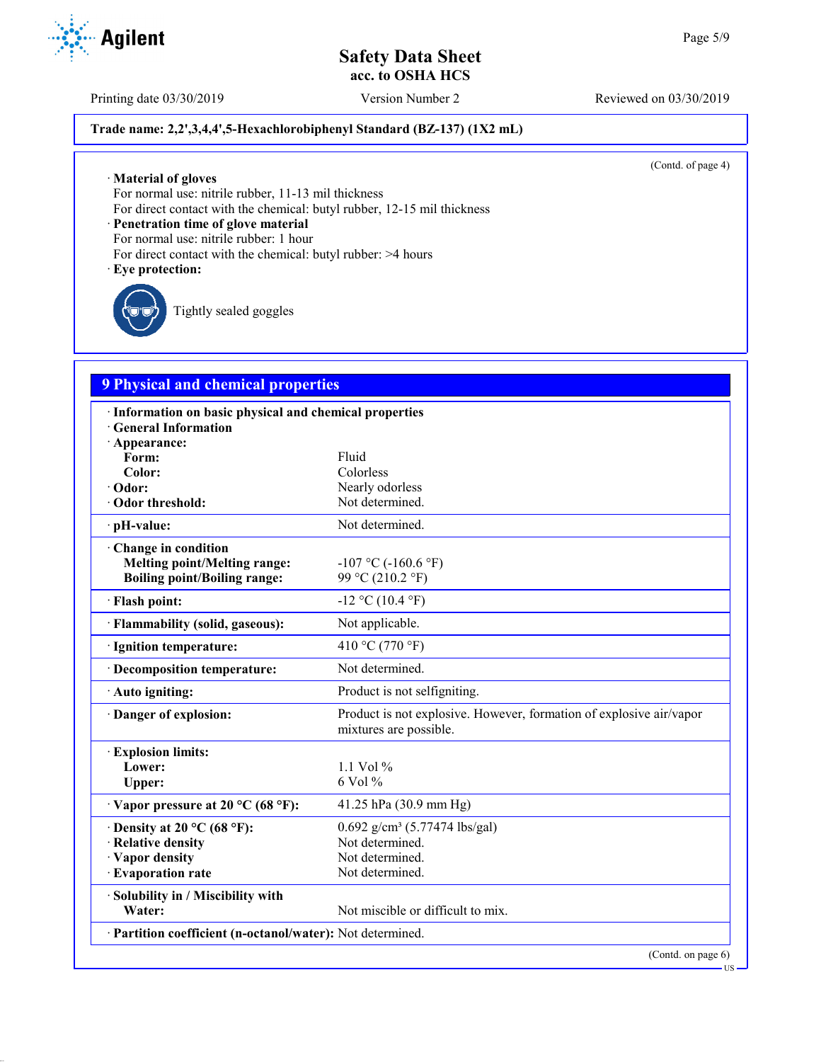Trade name: 2,2',3,4,4',5-Hexachlorobiphenyl Standard (BZ-137) (1X2 mL)

(Contd. of page 4)

· **Material of gloves**
For normal use: nitrile rubber, 11-13 mil thickness
For direct contact with the chemical: butyl rubber, 12-15 mil thickness
· **Penetration time of glove material**
For normal use: nitrile rubber: 1 hour
For direct contact with the chemical: butyl rubber: >4 hours
· **Eye protection:**

Tightly sealed goggles

## 9 Physical and chemical properties

| | |
|---|---|
| · **Information on basic physical and chemical properties** | |
| · **General Information** | |
| · **Appearance:** | |
| **Form:** | Fluid |
| **Color:** | Colorless |
| · **Odor:** | Nearly odorless |
| · **Odor threshold:** | Not determined. |
| · **pH-value:** | Not determined. |
| · **Change in condition** | |
| **Melting point/Melting range:** | -107 °C (-160.6 °F) |
| **Boiling point/Boiling range:** | 99 °C (210.2 °F) |
| · **Flash point:** | -12 °C (10.4 °F) |
| · **Flammability (solid, gaseous):** | Not applicable. |
| · **Ignition temperature:** | 410 °C (770 °F) |
| · **Decomposition temperature:** | Not determined. |
| · **Auto igniting:** | Product is not selfigniting. |
| · **Danger of explosion:** | Product is not explosive. However, formation of explosive air/vapor mixtures are possible. |
| · **Explosion limits:** | |
| **Lower:** | 1.1 Vol % |
| **Upper:** | 6 Vol % |
| · **Vapor pressure at 20 °C (68 °F):** | 41.25 hPa (30.9 mm Hg) |
| · **Density at 20 °C (68 °F):** | 0.692 g/cm³ (5.77474 lbs/gal) |
| · **Relative density** | Not determined. |
| · **Vapor density** | Not determined. |
| · **Evaporation rate** | Not determined. |
| · **Solubility in / Miscibility with** | |
| **Water:** | Not miscible or difficult to mix. |
| · **Partition coefficient (n-octanol/water):** | Not determined. |

(Contd. on page 6)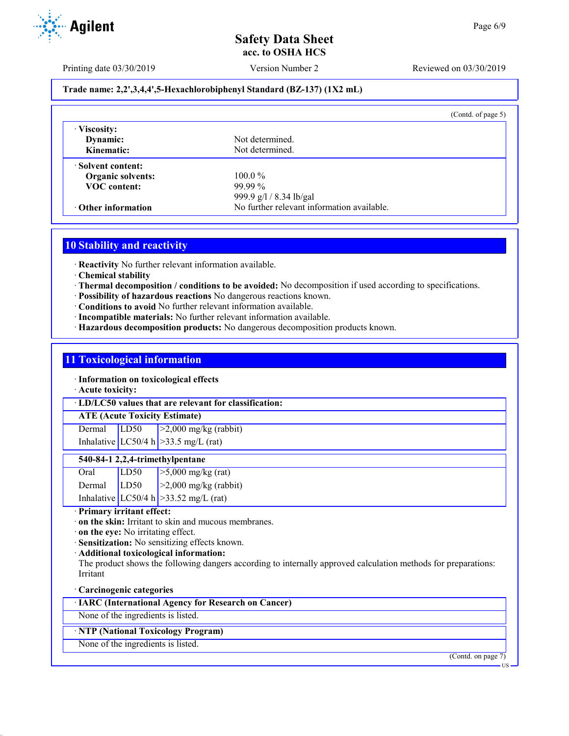**Trade name: 2,2',3,4,4',5-Hexachlorobiphenyl Standard (BZ-137) (1X2 mL)**

(Contd. of page 5)

| | |
|---|---|
| · **Viscosity:** | |
| **Dynamic:** | Not determined. |
| **Kinematic:** | Not determined. |
| · **Solvent content:** | |
| **Organic solvents:** | 100.0 % |
| **VOC content:** | 99.99 % |
| | 999.9 g/l / 8.34 lb/gal |
| · **Other information** | No further relevant information available. |

## 10 Stability and reactivity

· **Reactivity** No further relevant information available.
· **Chemical stability**
· **Thermal decomposition / conditions to be avoided:** No decomposition if used according to specifications.
· **Possibility of hazardous reactions** No dangerous reactions known.
· **Conditions to avoid** No further relevant information available.
· **Incompatible materials:** No further relevant information available.
· **Hazardous decomposition products:** No dangerous decomposition products known.

## 11 Toxicological information

· **Information on toxicological effects**
· **Acute toxicity:**

| · **LD/LC50 values that are relevant for classification:** | | |
|---|---|---|
| **ATE (Acute Toxicity Estimate)** | | |
| Dermal | LD50 | >2,000 mg/kg (rabbit) |
| Inhalative | LC50/4 h | >33.5 mg/L (rat) |

| **540-84-1 2,2,4-trimethylpentane** | | |
|---|---|---|
| Oral | LD50 | >5,000 mg/kg (rat) |
| Dermal | LD50 | >2,000 mg/kg (rabbit) |
| Inhalative | LC50/4 h | >33.52 mg/L (rat) |

· **Primary irritant effect:**
· **on the skin:** Irritant to skin and mucous membranes.
· **on the eye:** No irritating effect.
· **Sensitization:** No sensitizing effects known.
· **Additional toxicological information:**
The product shows the following dangers according to internally approved calculation methods for preparations:
Irritant

· **Carcinogenic categories**

| · **IARC (International Agency for Research on Cancer)** |
|---|
| None of the ingredients is listed. |

| · **NTP (National Toxicology Program)** |
|---|
| None of the ingredients is listed. |

(Contd. on page 7)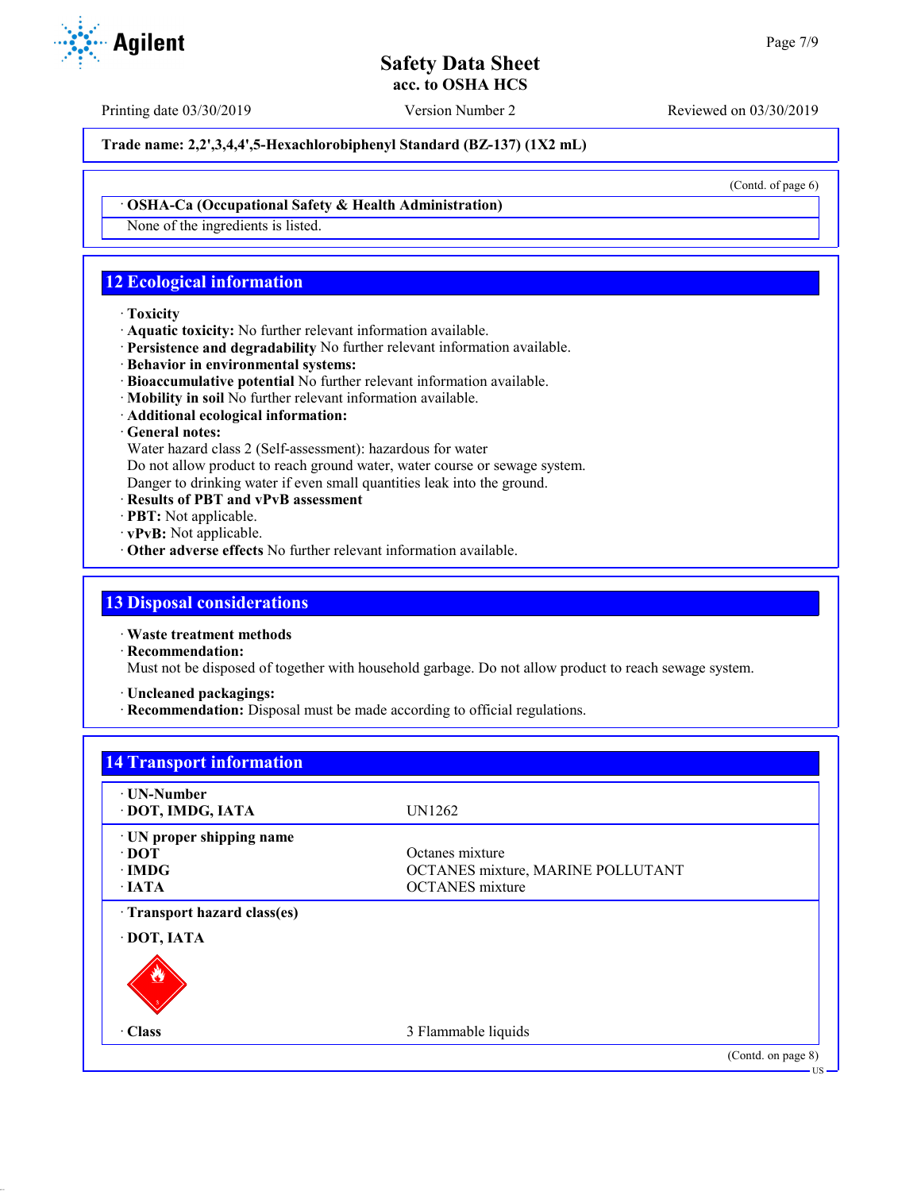Trade name: 2,2',3,4,4',5-Hexachlorobiphenyl Standard (BZ-137) (1X2 mL)

(Contd. of page 6)

· **OSHA-Ca (Occupational Safety & Health Administration)**

None of the ingredients is listed.

## 12 Ecological information

· **Toxicity**
· **Aquatic toxicity:** No further relevant information available.
· **Persistence and degradability** No further relevant information available.
· **Behavior in environmental systems:**
· **Bioaccumulative potential** No further relevant information available.
· **Mobility in soil** No further relevant information available.
· **Additional ecological information:**
· **General notes:**
Water hazard class 2 (Self-assessment): hazardous for water
Do not allow product to reach ground water, water course or sewage system.
Danger to drinking water if even small quantities leak into the ground.
· **Results of PBT and vPvB assessment**
· **PBT:** Not applicable.
· **vPvB:** Not applicable.
· **Other adverse effects** No further relevant information available.

## 13 Disposal considerations

· **Waste treatment methods**
· **Recommendation:**
Must not be disposed of together with household garbage. Do not allow product to reach sewage system.

· **Uncleaned packagings:**
· **Recommendation:** Disposal must be made according to official regulations.

## 14 Transport information

| | |
|---|---|
| · **UN-Number** | |
| · **DOT, IMDG, IATA** | UN1262 |
| · **UN proper shipping name** | |
| · **DOT** | Octanes mixture |
| · **IMDG** | OCTANES mixture, MARINE POLLUTANT |
| · **IATA** | OCTANES mixture |
| · **Transport hazard class(es)** | |
| · **DOT, IATA** | |
| · **Class** | 3 Flammable liquids |

(Contd. on page 8)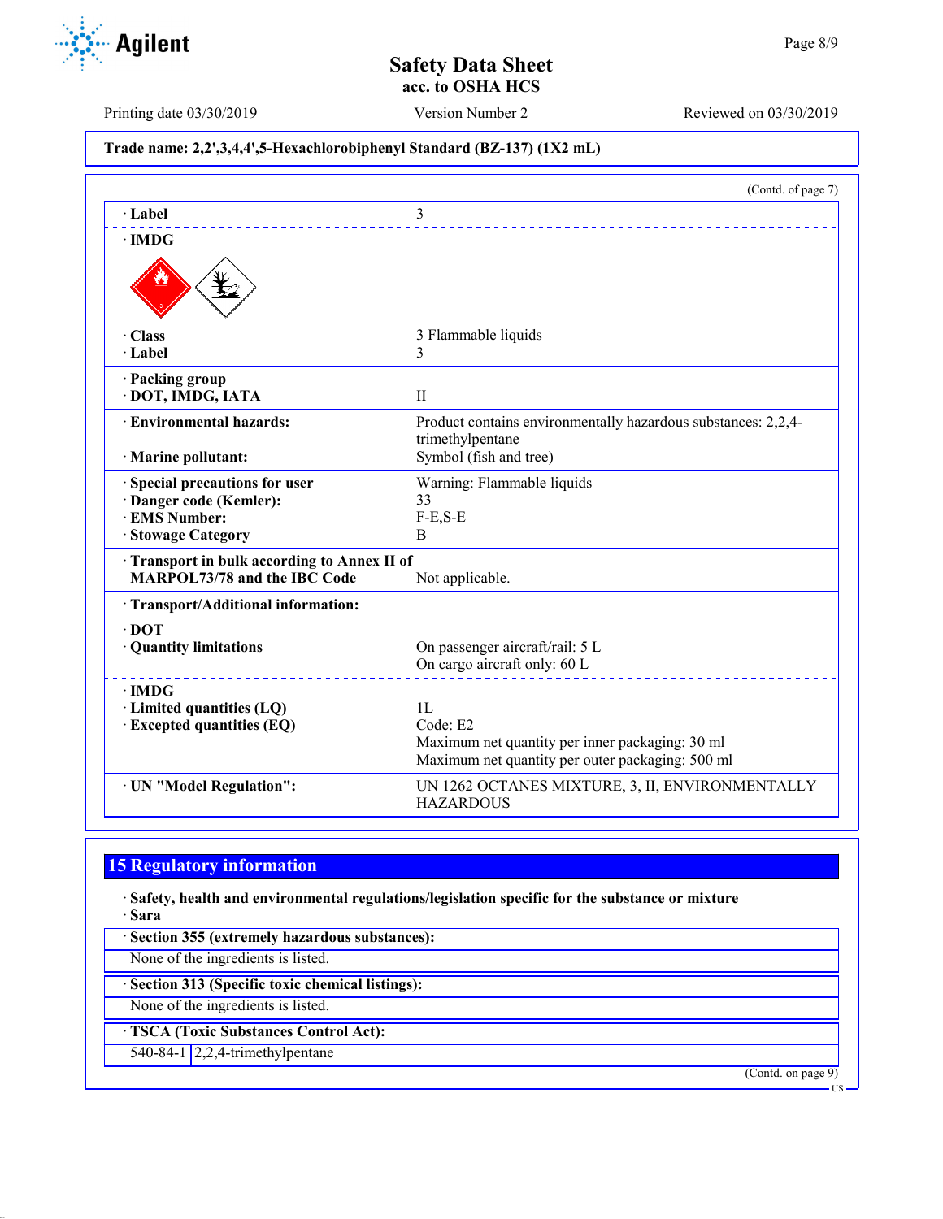Trade name: 2,2',3,4,4',5-Hexachlorobiphenyl Standard (BZ-137) (1X2 mL)

(Contd. of page 7)

| | |
|---|---|
| · **Label** | 3 |
| · **IMDG** | |
| · **Class** | 3 Flammable liquids |
| · **Label** | 3 |
| · **Packing group** | |
| · **DOT, IMDG, IATA** | II |
| · **Environmental hazards:** | Product contains environmentally hazardous substances: 2,2,4-trimethylpentane |
| · **Marine pollutant:** | Symbol (fish and tree) |
| · **Special precautions for user** | Warning: Flammable liquids |
| · **Danger code (Kemler):** | 33 |
| · **EMS Number:** | F-E,S-E |
| · **Stowage Category** | B |
| · **Transport in bulk according to Annex II of MARPOL73/78 and the IBC Code** | Not applicable. |
| · **Transport/Additional information:** | |
| · **DOT** | |
| · **Quantity limitations** | On passenger aircraft/rail: 5 L<br>On cargo aircraft only: 60 L |
| · **IMDG** | |
| · **Limited quantities (LQ)** | 1L |
| · **Excepted quantities (EQ)** | Code: E2<br>Maximum net quantity per inner packaging: 30 ml<br>Maximum net quantity per outer packaging: 500 ml |
| · **UN "Model Regulation":** | UN 1262 OCTANES MIXTURE, 3, II, ENVIRONMENTALLY HAZARDOUS |

## 15 Regulatory information

· **Safety, health and environmental regulations/legislation specific for the substance or mixture**

· **Sara**

· **Section 355 (extremely hazardous substances):**

None of the ingredients is listed.

· **Section 313 (Specific toxic chemical listings):**

None of the ingredients is listed.

· **TSCA (Toxic Substances Control Act):**

| | |
|---|---|
| 540-84-1 | 2,2,4-trimethylpentane |

(Contd. on page 9)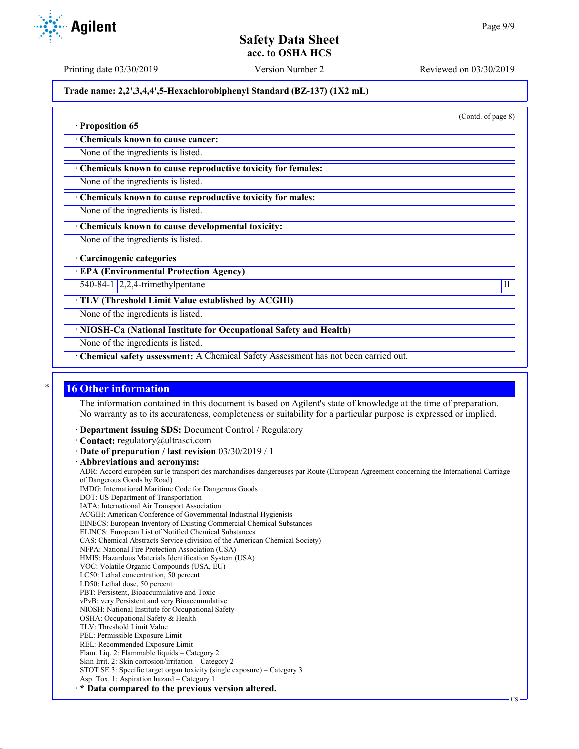Trade name: 2,2',3,4,4',5-Hexachlorobiphenyl Standard (BZ-137) (1X2 mL)

(Contd. of page 8)

· **Proposition 65**

· **Chemicals known to cause cancer:**

None of the ingredients is listed.

· **Chemicals known to cause reproductive toxicity for females:**

None of the ingredients is listed.

· **Chemicals known to cause reproductive toxicity for males:**

None of the ingredients is listed.

· **Chemicals known to cause developmental toxicity:**

None of the ingredients is listed.

· **Carcinogenic categories**

· **EPA (Environmental Protection Agency)**

| | | |
|---|---|---|
| 540-84-1 | 2,2,4-trimethylpentane | II |

· **TLV (Threshold Limit Value established by ACGIH)**

None of the ingredients is listed.

· **NIOSH-Ca (National Institute for Occupational Safety and Health)**

None of the ingredients is listed.

· **Chemical safety assessment:** A Chemical Safety Assessment has not been carried out.

## * 16 Other information

The information contained in this document is based on Agilent's state of knowledge at the time of preparation. No warranty as to its accurateness, completeness or suitability for a particular purpose is expressed or implied.

· **Department issuing SDS:** Document Control / Regulatory
· **Contact:** regulatory@ultrasci.com
· **Date of preparation / last revision** 03/30/2019 / 1
· **Abbreviations and acronyms:**

ADR: Accord européen sur le transport des marchandises dangereuses par Route (European Agreement concerning the International Carriage of Dangerous Goods by Road)
IMDG: International Maritime Code for Dangerous Goods
DOT: US Department of Transportation
IATA: International Air Transport Association
ACGIH: American Conference of Governmental Industrial Hygienists
EINECS: European Inventory of Existing Commercial Chemical Substances
ELINCS: European List of Notified Chemical Substances
CAS: Chemical Abstracts Service (division of the American Chemical Society)
NFPA: National Fire Protection Association (USA)
HMIS: Hazardous Materials Identification System (USA)
VOC: Volatile Organic Compounds (USA, EU)
LC50: Lethal concentration, 50 percent
LD50: Lethal dose, 50 percent
PBT: Persistent, Bioaccumulative and Toxic
vPvB: very Persistent and very Bioaccumulative
NIOSH: National Institute for Occupational Safety
OSHA: Occupational Safety & Health
TLV: Threshold Limit Value
PEL: Permissible Exposure Limit
REL: Recommended Exposure Limit
Flam. Liq. 2: Flammable liquids – Category 2
Skin Irrit. 2: Skin corrosion/irritation – Category 2
STOT SE 3: Specific target organ toxicity (single exposure) – Category 3
Asp. Tox. 1: Aspiration hazard – Category 1

· **\* Data compared to the previous version altered.**